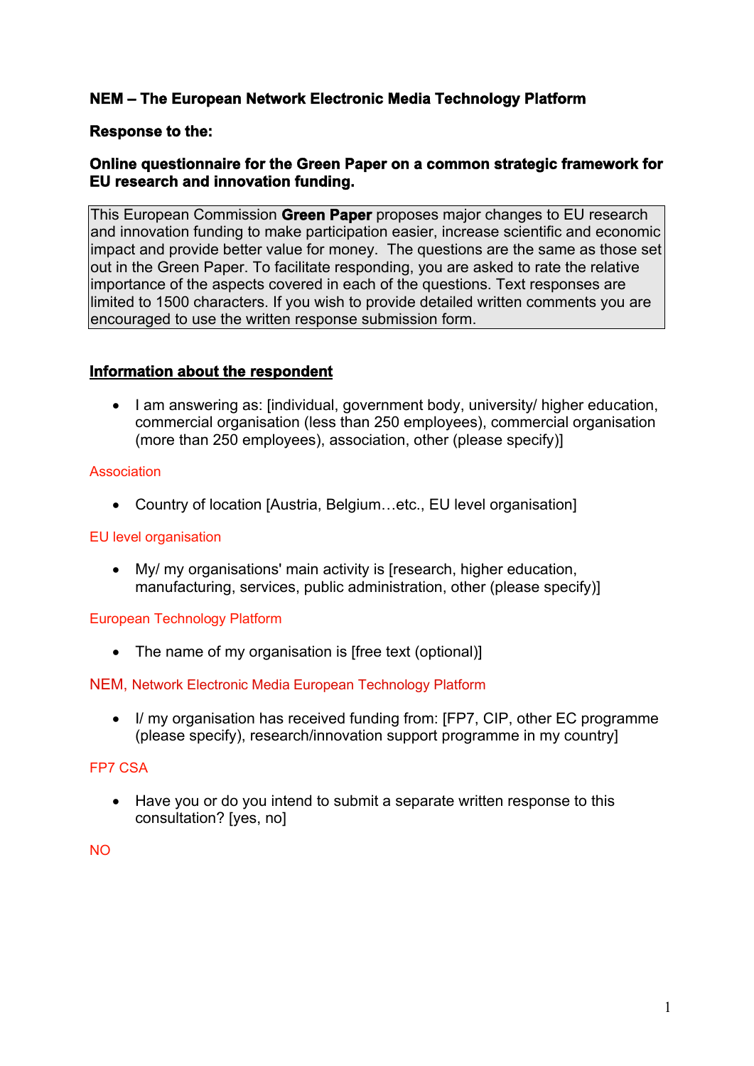**NEM – The European Network Electronic Media Technology Platform**

**Response to the:**

**Online questionnaire for the Green Paper on a common strategic framework for EU research and innovation funding.**

This European Commission **Green Paper** proposes major changes to EU research and innovation funding to make participation easier, increase scientific and economic impact and provide better value for money. The questions are the same as those set out in the Green Paper. To facilitate responding, you are asked to rate the relative importance of the aspects covered in each of the questions. Text responses are limited to 1500 characters. If you wish to provide detailed written comments you are encouraged to use the written response submission form.

## Information about the respondent

- I am answering as: [individual, government body, university/ higher education, commercial organisation (less than 250 employees), commercial organisation (more than 250 employees), association, other (please specify)]

Association

- Country of location [Austria, Belgium…etc., EU level organisation]

EU level organisation

- My/ my organisations' main activity is [research, higher education, manufacturing, services, public administration, other (please specify)]

European Technology Platform

- The name of my organisation is [free text (optional)]

NEM, Network Electronic Media European Technology Platform

- I/ my organisation has received funding from: [FP7, CIP, other EC programme (please specify), research/innovation support programme in my country]

FP7 CSA

- Have you or do you intend to submit a separate written response to this consultation? [yes, no]

NO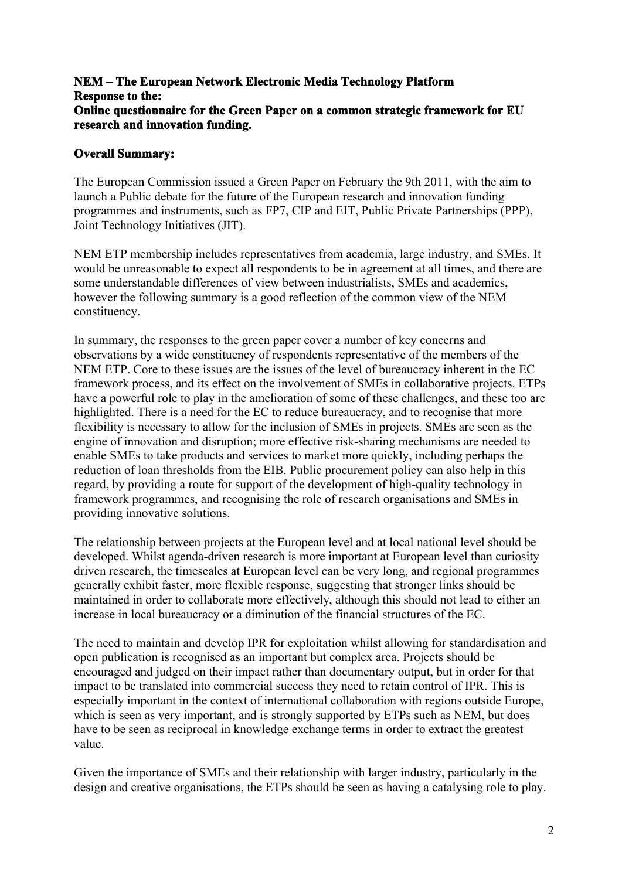**NEM – The European Network Electronic Media Technology Platform**
**Response to the:**
**Online questionnaire for the Green Paper on a common strategic framework for EU research and innovation funding.**

## Overall Summary:

The European Commission issued a Green Paper on February the 9th 2011, with the aim to launch a Public debate for the future of the European research and innovation funding programmes and instruments, such as FP7, CIP and EIT, Public Private Partnerships (PPP), Joint Technology Initiatives (JIT).

NEM ETP membership includes representatives from academia, large industry, and SMEs. It would be unreasonable to expect all respondents to be in agreement at all times, and there are some understandable differences of view between industrialists, SMEs and academics, however the following summary is a good reflection of the common view of the NEM constituency.

In summary, the responses to the green paper cover a number of key concerns and observations by a wide constituency of respondents representative of the members of the NEM ETP. Core to these issues are the issues of the level of bureaucracy inherent in the EC framework process, and its effect on the involvement of SMEs in collaborative projects. ETPs have a powerful role to play in the amelioration of some of these challenges, and these too are highlighted. There is a need for the EC to reduce bureaucracy, and to recognise that more flexibility is necessary to allow for the inclusion of SMEs in projects. SMEs are seen as the engine of innovation and disruption; more effective risk-sharing mechanisms are needed to enable SMEs to take products and services to market more quickly, including perhaps the reduction of loan thresholds from the EIB. Public procurement policy can also help in this regard, by providing a route for support of the development of high-quality technology in framework programmes, and recognising the role of research organisations and SMEs in providing innovative solutions.

The relationship between projects at the European level and at local national level should be developed. Whilst agenda-driven research is more important at European level than curiosity driven research, the timescales at European level can be very long, and regional programmes generally exhibit faster, more flexible response, suggesting that stronger links should be maintained in order to collaborate more effectively, although this should not lead to either an increase in local bureaucracy or a diminution of the financial structures of the EC.

The need to maintain and develop IPR for exploitation whilst allowing for standardisation and open publication is recognised as an important but complex area. Projects should be encouraged and judged on their impact rather than documentary output, but in order for that impact to be translated into commercial success they need to retain control of IPR. This is especially important in the context of international collaboration with regions outside Europe, which is seen as very important, and is strongly supported by ETPs such as NEM, but does have to be seen as reciprocal in knowledge exchange terms in order to extract the greatest value.

Given the importance of SMEs and their relationship with larger industry, particularly in the design and creative organisations, the ETPs should be seen as having a catalysing role to play.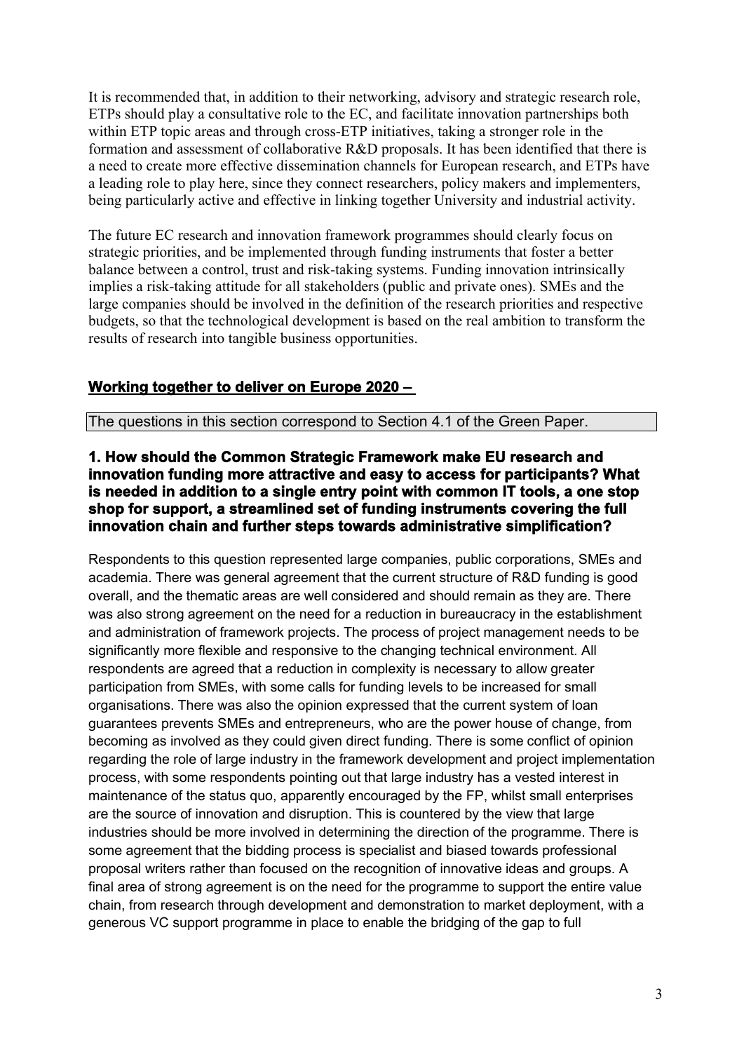It is recommended that, in addition to their networking, advisory and strategic research role, ETPs should play a consultative role to the EC, and facilitate innovation partnerships both within ETP topic areas and through cross-ETP initiatives, taking a stronger role in the formation and assessment of collaborative R&D proposals. It has been identified that there is a need to create more effective dissemination channels for European research, and ETPs have a leading role to play here, since they connect researchers, policy makers and implementers, being particularly active and effective in linking together University and industrial activity.

The future EC research and innovation framework programmes should clearly focus on strategic priorities, and be implemented through funding instruments that foster a better balance between a control, trust and risk-taking systems. Funding innovation intrinsically implies a risk-taking attitude for all stakeholders (public and private ones). SMEs and the large companies should be involved in the definition of the research priorities and respective budgets, so that the technological development is based on the real ambition to transform the results of research into tangible business opportunities.

## Working together to deliver on Europe 2020 –

The questions in this section correspond to Section 4.1 of the Green Paper.

### 1. How should the Common Strategic Framework make EU research and innovation funding more attractive and easy to access for participants? What is needed in addition to a single entry point with common IT tools, a one stop shop for support, a streamlined set of funding instruments covering the full innovation chain and further steps towards administrative simplification?

Respondents to this question represented large companies, public corporations, SMEs and academia. There was general agreement that the current structure of R&D funding is good overall, and the thematic areas are well considered and should remain as they are. There was also strong agreement on the need for a reduction in bureaucracy in the establishment and administration of framework projects. The process of project management needs to be significantly more flexible and responsive to the changing technical environment. All respondents are agreed that a reduction in complexity is necessary to allow greater participation from SMEs, with some calls for funding levels to be increased for small organisations. There was also the opinion expressed that the current system of loan guarantees prevents SMEs and entrepreneurs, who are the power house of change, from becoming as involved as they could given direct funding. There is some conflict of opinion regarding the role of large industry in the framework development and project implementation process, with some respondents pointing out that large industry has a vested interest in maintenance of the status quo, apparently encouraged by the FP, whilst small enterprises are the source of innovation and disruption. This is countered by the view that large industries should be more involved in determining the direction of the programme. There is some agreement that the bidding process is specialist and biased towards professional proposal writers rather than focused on the recognition of innovative ideas and groups. A final area of strong agreement is on the need for the programme to support the entire value chain, from research through development and demonstration to market deployment, with a generous VC support programme in place to enable the bridging of the gap to full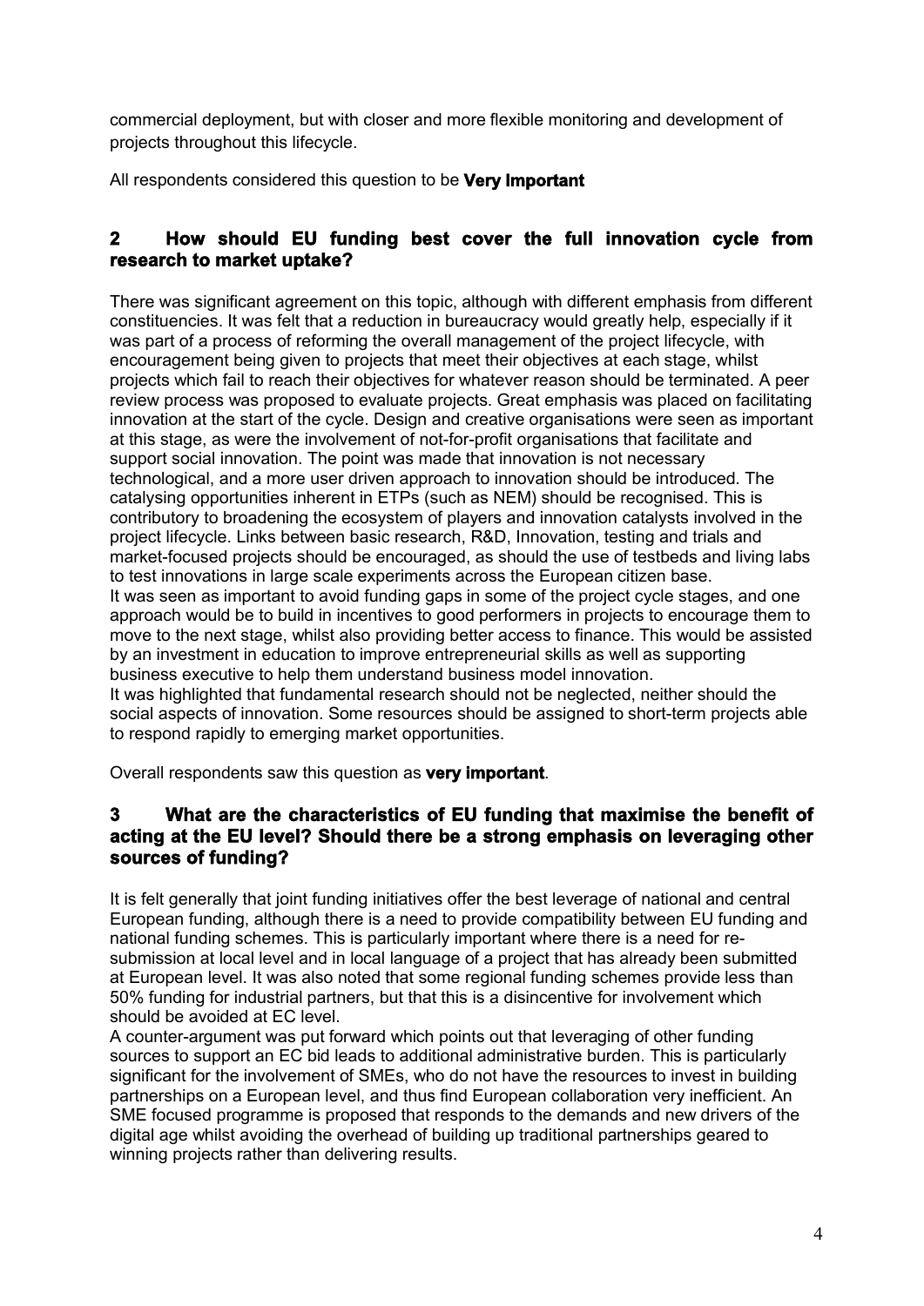commercial deployment, but with closer and more flexible monitoring and development of projects throughout this lifecycle.

All respondents considered this question to be **Very Important**

## 2 How should EU funding best cover the full innovation cycle from research to market uptake?

There was significant agreement on this topic, although with different emphasis from different constituencies. It was felt that a reduction in bureaucracy would greatly help, especially if it was part of a process of reforming the overall management of the project lifecycle, with encouragement being given to projects that meet their objectives at each stage, whilst projects which fail to reach their objectives for whatever reason should be terminated. A peer review process was proposed to evaluate projects. Great emphasis was placed on facilitating innovation at the start of the cycle. Design and creative organisations were seen as important at this stage, as were the involvement of not-for-profit organisations that facilitate and support social innovation. The point was made that innovation is not necessary technological, and a more user driven approach to innovation should be introduced. The catalysing opportunities inherent in ETPs (such as NEM) should be recognised. This is contributory to broadening the ecosystem of players and innovation catalysts involved in the project lifecycle. Links between basic research, R&D, Innovation, testing and trials and market-focused projects should be encouraged, as should the use of testbeds and living labs to test innovations in large scale experiments across the European citizen base.

It was seen as important to avoid funding gaps in some of the project cycle stages, and one approach would be to build in incentives to good performers in projects to encourage them to move to the next stage, whilst also providing better access to finance. This would be assisted by an investment in education to improve entrepreneurial skills as well as supporting business executive to help them understand business model innovation.

It was highlighted that fundamental research should not be neglected, neither should the social aspects of innovation. Some resources should be assigned to short-term projects able to respond rapidly to emerging market opportunities.

Overall respondents saw this question as **very important**.

## 3 What are the characteristics of EU funding that maximise the benefit of acting at the EU level? Should there be a strong emphasis on leveraging other sources of funding?

It is felt generally that joint funding initiatives offer the best leverage of national and central European funding, although there is a need to provide compatibility between EU funding and national funding schemes. This is particularly important where there is a need for re-submission at local level and in local language of a project that has already been submitted at European level. It was also noted that some regional funding schemes provide less than 50% funding for industrial partners, but that this is a disincentive for involvement which should be avoided at EC level.

A counter-argument was put forward which points out that leveraging of other funding sources to support an EC bid leads to additional administrative burden. This is particularly significant for the involvement of SMEs, who do not have the resources to invest in building partnerships on a European level, and thus find European collaboration very inefficient. An SME focused programme is proposed that responds to the demands and new drivers of the digital age whilst avoiding the overhead of building up traditional partnerships geared to winning projects rather than delivering results.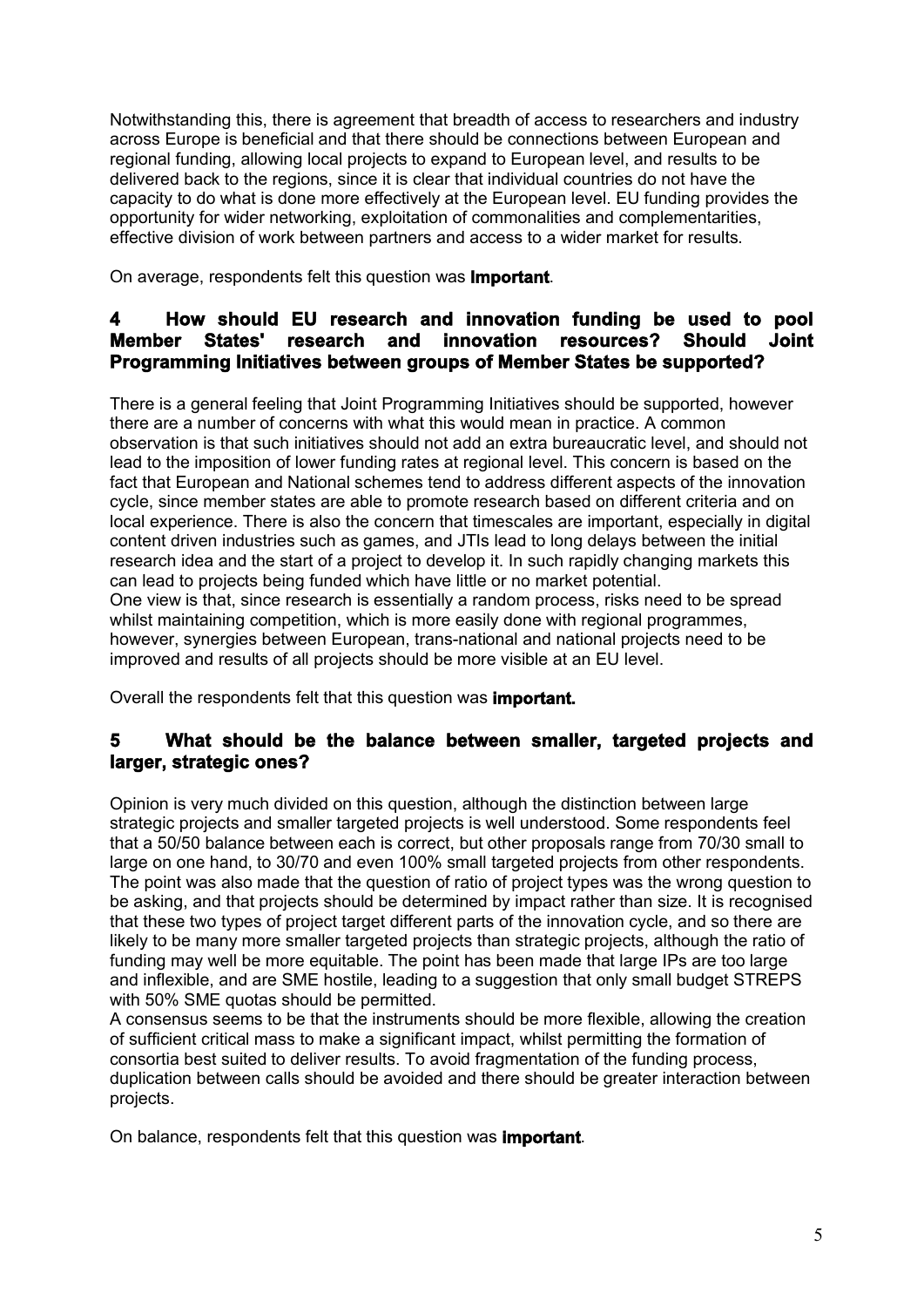Notwithstanding this, there is agreement that breadth of access to researchers and industry across Europe is beneficial and that there should be connections between European and regional funding, allowing local projects to expand to European level, and results to be delivered back to the regions, since it is clear that individual countries do not have the capacity to do what is done more effectively at the European level. EU funding provides the opportunity for wider networking, exploitation of commonalities and complementarities, effective division of work between partners and access to a wider market for results.

On average, respondents felt this question was **Important**.

## 4 How should EU research and innovation funding be used to pool Member States' research and innovation resources? Should Joint Programming Initiatives between groups of Member States be supported?

There is a general feeling that Joint Programming Initiatives should be supported, however there are a number of concerns with what this would mean in practice. A common observation is that such initiatives should not add an extra bureaucratic level, and should not lead to the imposition of lower funding rates at regional level. This concern is based on the fact that European and National schemes tend to address different aspects of the innovation cycle, since member states are able to promote research based on different criteria and on local experience. There is also the concern that timescales are important, especially in digital content driven industries such as games, and JTIs lead to long delays between the initial research idea and the start of a project to develop it. In such rapidly changing markets this can lead to projects being funded which have little or no market potential.
One view is that, since research is essentially a random process, risks need to be spread whilst maintaining competition, which is more easily done with regional programmes, however, synergies between European, trans-national and national projects need to be improved and results of all projects should be more visible at an EU level.

Overall the respondents felt that this question was **important.**

## 5 What should be the balance between smaller, targeted projects and larger, strategic ones?

Opinion is very much divided on this question, although the distinction between large strategic projects and smaller targeted projects is well understood. Some respondents feel that a 50/50 balance between each is correct, but other proposals range from 70/30 small to large on one hand, to 30/70 and even 100% small targeted projects from other respondents. The point was also made that the question of ratio of project types was the wrong question to be asking, and that projects should be determined by impact rather than size. It is recognised that these two types of project target different parts of the innovation cycle, and so there are likely to be many more smaller targeted projects than strategic projects, although the ratio of funding may well be more equitable. The point has been made that large IPs are too large and inflexible, and are SME hostile, leading to a suggestion that only small budget STREPS with 50% SME quotas should be permitted.
A consensus seems to be that the instruments should be more flexible, allowing the creation of sufficient critical mass to make a significant impact, whilst permitting the formation of consortia best suited to deliver results. To avoid fragmentation of the funding process, duplication between calls should be avoided and there should be greater interaction between projects.

On balance, respondents felt that this question was **Important**.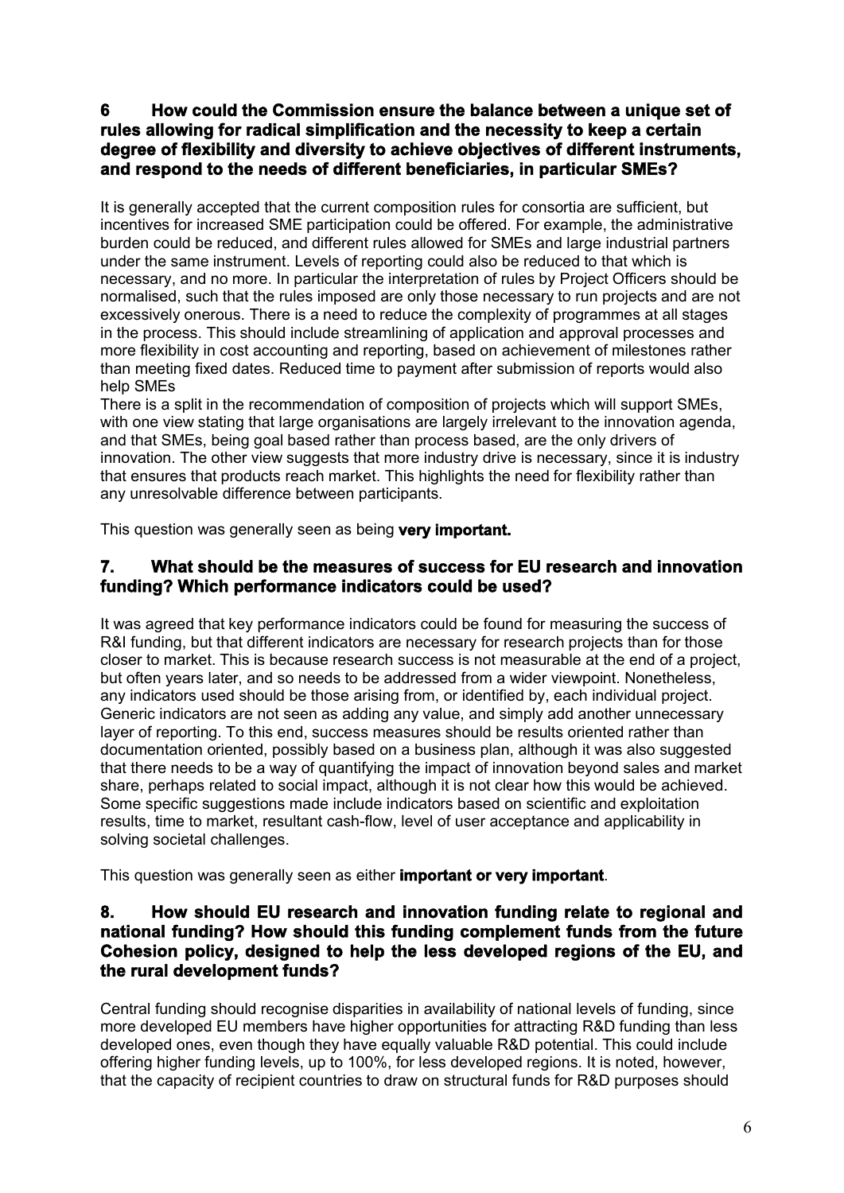### 6 How could the Commission ensure the balance between a unique set of rules allowing for radical simplification and the necessity to keep a certain degree of flexibility and diversity to achieve objectives of different instruments, and respond to the needs of different beneficiaries, in particular SMEs?

It is generally accepted that the current composition rules for consortia are sufficient, but incentives for increased SME participation could be offered. For example, the administrative burden could be reduced, and different rules allowed for SMEs and large industrial partners under the same instrument. Levels of reporting could also be reduced to that which is necessary, and no more. In particular the interpretation of rules by Project Officers should be normalised, such that the rules imposed are only those necessary to run projects and are not excessively onerous. There is a need to reduce the complexity of programmes at all stages in the process. This should include streamlining of application and approval processes and more flexibility in cost accounting and reporting, based on achievement of milestones rather than meeting fixed dates. Reduced time to payment after submission of reports would also help SMEs

There is a split in the recommendation of composition of projects which will support SMEs, with one view stating that large organisations are largely irrelevant to the innovation agenda, and that SMEs, being goal based rather than process based, are the only drivers of innovation. The other view suggests that more industry drive is necessary, since it is industry that ensures that products reach market. This highlights the need for flexibility rather than any unresolvable difference between participants.

This question was generally seen as being **very important.**

### 7. What should be the measures of success for EU research and innovation funding? Which performance indicators could be used?

It was agreed that key performance indicators could be found for measuring the success of R&I funding, but that different indicators are necessary for research projects than for those closer to market. This is because research success is not measurable at the end of a project, but often years later, and so needs to be addressed from a wider viewpoint. Nonetheless, any indicators used should be those arising from, or identified by, each individual project. Generic indicators are not seen as adding any value, and simply add another unnecessary layer of reporting. To this end, success measures should be results oriented rather than documentation oriented, possibly based on a business plan, although it was also suggested that there needs to be a way of quantifying the impact of innovation beyond sales and market share, perhaps related to social impact, although it is not clear how this would be achieved. Some specific suggestions made include indicators based on scientific and exploitation results, time to market, resultant cash-flow, level of user acceptance and applicability in solving societal challenges.

This question was generally seen as either **important or very important**.

### 8. How should EU research and innovation funding relate to regional and national funding? How should this funding complement funds from the future Cohesion policy, designed to help the less developed regions of the EU, and the rural development funds?

Central funding should recognise disparities in availability of national levels of funding, since more developed EU members have higher opportunities for attracting R&D funding than less developed ones, even though they have equally valuable R&D potential. This could include offering higher funding levels, up to 100%, for less developed regions. It is noted, however, that the capacity of recipient countries to draw on structural funds for R&D purposes should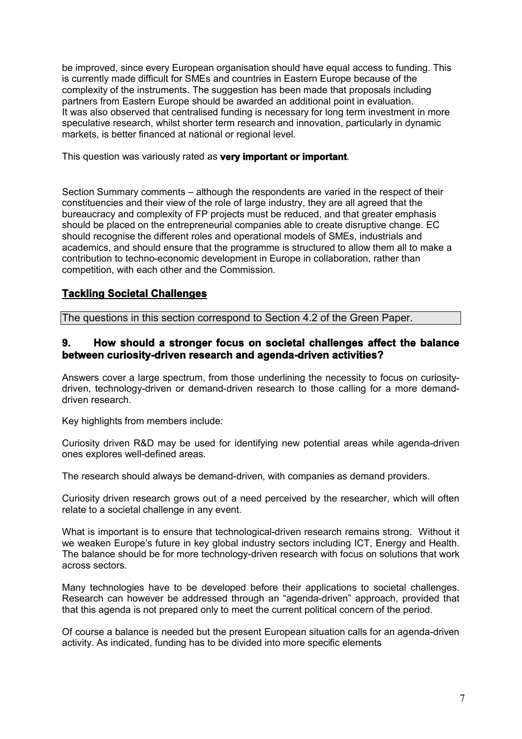be improved, since every European organisation should have equal access to funding. This is currently made difficult for SMEs and countries in Eastern Europe because of the complexity of the instruments. The suggestion has been made that proposals including partners from Eastern Europe should be awarded an additional point in evaluation. It was also observed that centralised funding is necessary for long term investment in more speculative research, whilst shorter term research and innovation, particularly in dynamic markets, is better financed at national or regional level.

This question was variously rated as **very important or important**.

Section Summary comments – although the respondents are varied in the respect of their constituencies and their view of the role of large industry, they are all agreed that the bureaucracy and complexity of FP projects must be reduced, and that greater emphasis should be placed on the entrepreneurial companies able to create disruptive change. EC should recognise the different roles and operational models of SMEs, industrials and academics, and should ensure that the programme is structured to allow them all to make a contribution to techno-economic development in Europe in collaboration, rather than competition, with each other and the Commission.

## Tackling Societal Challenges

The questions in this section correspond to Section 4.2 of the Green Paper.

### 9. How should a stronger focus on societal challenges affect the balance between curiosity-driven research and agenda-driven activities?

Answers cover a large spectrum, from those underlining the necessity to focus on curiosity-driven, technology-driven or demand-driven research to those calling for a more demand-driven research.

Key highlights from members include:

Curiosity driven R&D may be used for identifying new potential areas while agenda-driven ones explores well-defined areas.

The research should always be demand-driven, with companies as demand providers.

Curiosity driven research grows out of a need perceived by the researcher, which will often relate to a societal challenge in any event.

What is important is to ensure that technological-driven research remains strong. Without it we weaken Europe's future in key global industry sectors including ICT, Energy and Health. The balance should be for more technology-driven research with focus on solutions that work across sectors.

Many technologies have to be developed before their applications to societal challenges. Research can however be addressed through an "agenda-driven" approach, provided that that this agenda is not prepared only to meet the current political concern of the period.

Of course a balance is needed but the present European situation calls for an agenda-driven activity. As indicated, funding has to be divided into more specific elements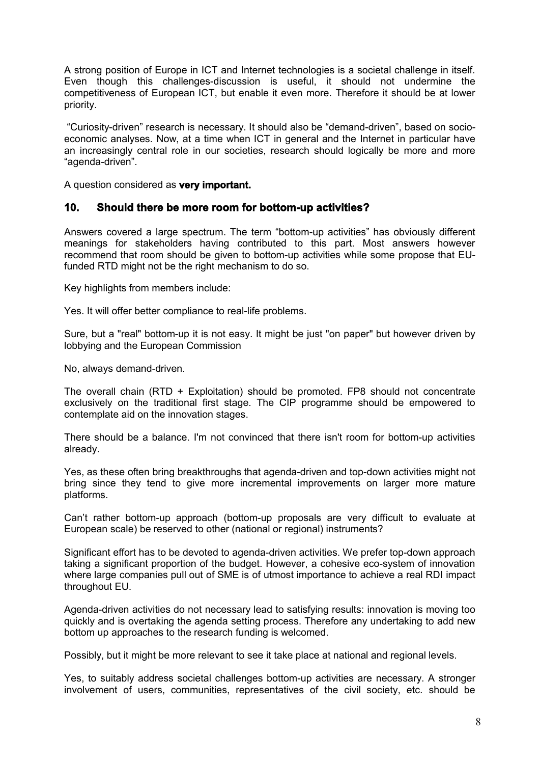A strong position of Europe in ICT and Internet technologies is a societal challenge in itself. Even though this challenges-discussion is useful, it should not undermine the competitiveness of European ICT, but enable it even more. Therefore it should be at lower priority.

"Curiosity-driven" research is necessary. It should also be "demand-driven", based on socio-economic analyses. Now, at a time when ICT in general and the Internet in particular have an increasingly central role in our societies, research should logically be more and more "agenda-driven".

A question considered as **very important.**

## 10. Should there be more room for bottom-up activities?

Answers covered a large spectrum. The term "bottom-up activities" has obviously different meanings for stakeholders having contributed to this part. Most answers however recommend that room should be given to bottom-up activities while some propose that EU-funded RTD might not be the right mechanism to do so.

Key highlights from members include:

Yes. It will offer better compliance to real-life problems.

Sure, but a "real" bottom-up it is not easy. It might be just "on paper" but however driven by lobbying and the European Commission

No, always demand-driven.

The overall chain (RTD + Exploitation) should be promoted. FP8 should not concentrate exclusively on the traditional first stage. The CIP programme should be empowered to contemplate aid on the innovation stages.

There should be a balance. I'm not convinced that there isn't room for bottom-up activities already.

Yes, as these often bring breakthroughs that agenda-driven and top-down activities might not bring since they tend to give more incremental improvements on larger more mature platforms.

Can't rather bottom-up approach (bottom-up proposals are very difficult to evaluate at European scale) be reserved to other (national or regional) instruments?

Significant effort has to be devoted to agenda-driven activities. We prefer top-down approach taking a significant proportion of the budget. However, a cohesive eco-system of innovation where large companies pull out of SME is of utmost importance to achieve a real RDI impact throughout EU.

Agenda-driven activities do not necessary lead to satisfying results: innovation is moving too quickly and is overtaking the agenda setting process. Therefore any undertaking to add new bottom up approaches to the research funding is welcomed.

Possibly, but it might be more relevant to see it take place at national and regional levels.

Yes, to suitably address societal challenges bottom-up activities are necessary. A stronger involvement of users, communities, representatives of the civil society, etc. should be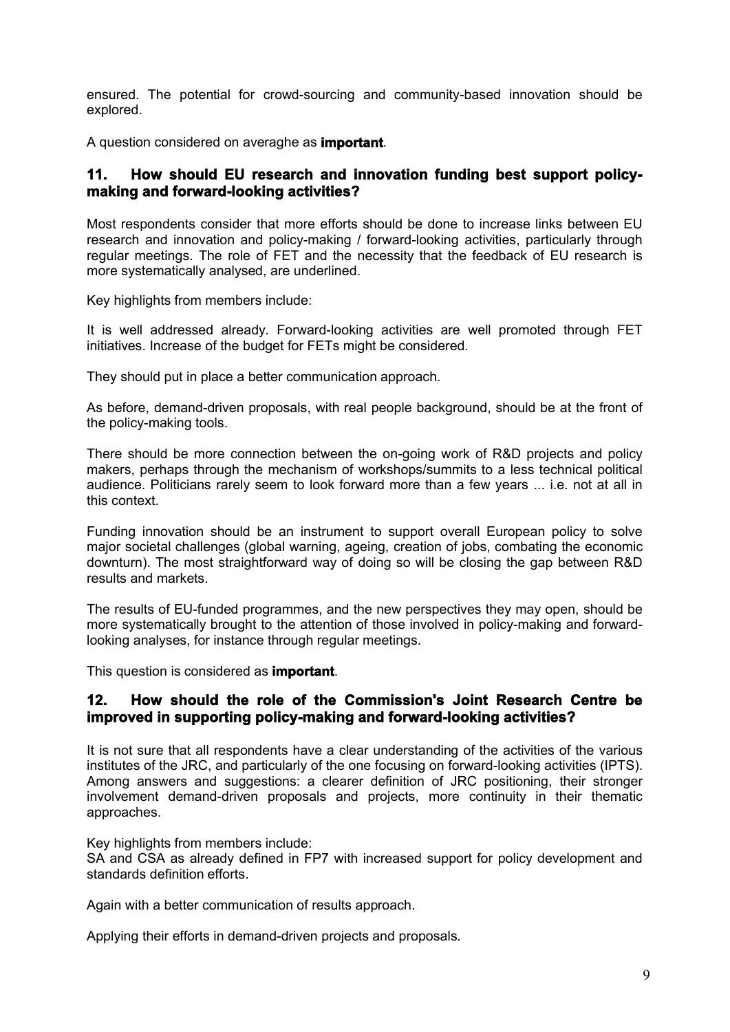ensured. The potential for crowd-sourcing and community-based innovation should be explored.

A question considered on averaghe as **important**.

## 11. How should EU research and innovation funding best support policy-making and forward-looking activities?

Most respondents consider that more efforts should be done to increase links between EU research and innovation and policy-making / forward-looking activities, particularly through regular meetings. The role of FET and the necessity that the feedback of EU research is more systematically analysed, are underlined.

Key highlights from members include:

It is well addressed already. Forward-looking activities are well promoted through FET initiatives. Increase of the budget for FETs might be considered.

They should put in place a better communication approach.

As before, demand-driven proposals, with real people background, should be at the front of the policy-making tools.

There should be more connection between the on-going work of R&D projects and policy makers, perhaps through the mechanism of workshops/summits to a less technical political audience. Politicians rarely seem to look forward more than a few years ... i.e. not at all in this context.

Funding innovation should be an instrument to support overall European policy to solve major societal challenges (global warning, ageing, creation of jobs, combating the economic downturn). The most straightforward way of doing so will be closing the gap between R&D results and markets.

The results of EU-funded programmes, and the new perspectives they may open, should be more systematically brought to the attention of those involved in policy-making and forward-looking analyses, for instance through regular meetings.

This question is considered as **important**.

## 12. How should the role of the Commission's Joint Research Centre be improved in supporting policy-making and forward-looking activities?

It is not sure that all respondents have a clear understanding of the activities of the various institutes of the JRC, and particularly of the one focusing on forward-looking activities (IPTS). Among answers and suggestions: a clearer definition of JRC positioning, their stronger involvement demand-driven proposals and projects, more continuity in their thematic approaches.

Key highlights from members include:
SA and CSA as already defined in FP7 with increased support for policy development and standards definition efforts.

Again with a better communication of results approach.

Applying their efforts in demand-driven projects and proposals.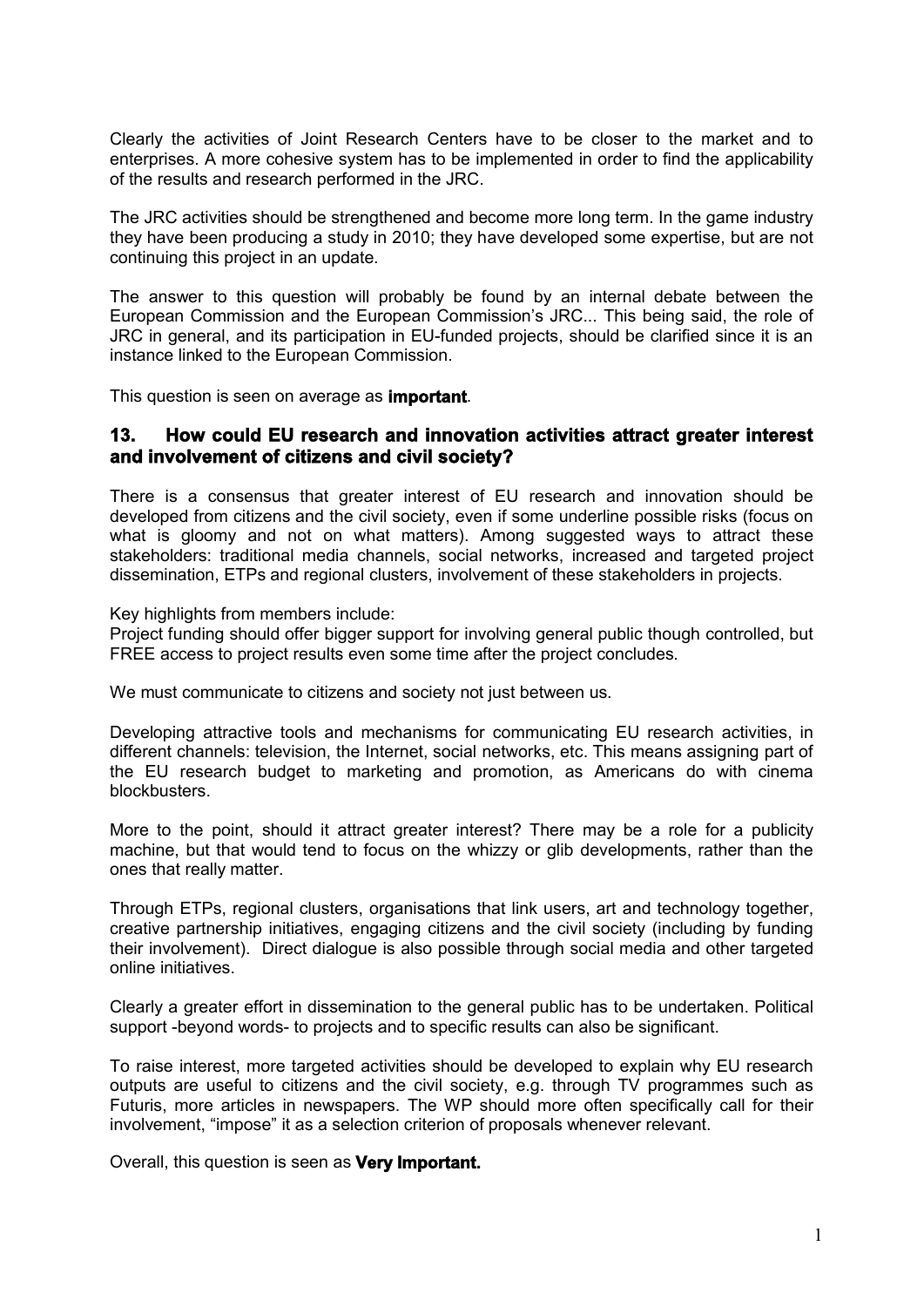Clearly the activities of Joint Research Centers have to be closer to the market and to enterprises. A more cohesive system has to be implemented in order to find the applicability of the results and research performed in the JRC.

The JRC activities should be strengthened and become more long term. In the game industry they have been producing a study in 2010; they have developed some expertise, but are not continuing this project in an update.

The answer to this question will probably be found by an internal debate between the European Commission and the European Commission's JRC... This being said, the role of JRC in general, and its participation in EU-funded projects, should be clarified since it is an instance linked to the European Commission.

This question is seen on average as **important**.

## 13. How could EU research and innovation activities attract greater interest and involvement of citizens and civil society?

There is a consensus that greater interest of EU research and innovation should be developed from citizens and the civil society, even if some underline possible risks (focus on what is gloomy and not on what matters). Among suggested ways to attract these stakeholders: traditional media channels, social networks, increased and targeted project dissemination, ETPs and regional clusters, involvement of these stakeholders in projects.

Key highlights from members include:
Project funding should offer bigger support for involving general public though controlled, but FREE access to project results even some time after the project concludes.

We must communicate to citizens and society not just between us.

Developing attractive tools and mechanisms for communicating EU research activities, in different channels: television, the Internet, social networks, etc. This means assigning part of the EU research budget to marketing and promotion, as Americans do with cinema blockbusters.

More to the point, should it attract greater interest? There may be a role for a publicity machine, but that would tend to focus on the whizzy or glib developments, rather than the ones that really matter.

Through ETPs, regional clusters, organisations that link users, art and technology together, creative partnership initiatives, engaging citizens and the civil society (including by funding their involvement). Direct dialogue is also possible through social media and other targeted online initiatives.

Clearly a greater effort in dissemination to the general public has to be undertaken. Political support -beyond words- to projects and to specific results can also be significant.

To raise interest, more targeted activities should be developed to explain why EU research outputs are useful to citizens and the civil society, e.g. through TV programmes such as Futuris, more articles in newspapers. The WP should more often specifically call for their involvement, "impose" it as a selection criterion of proposals whenever relevant.

Overall, this question is seen as **Very Important.**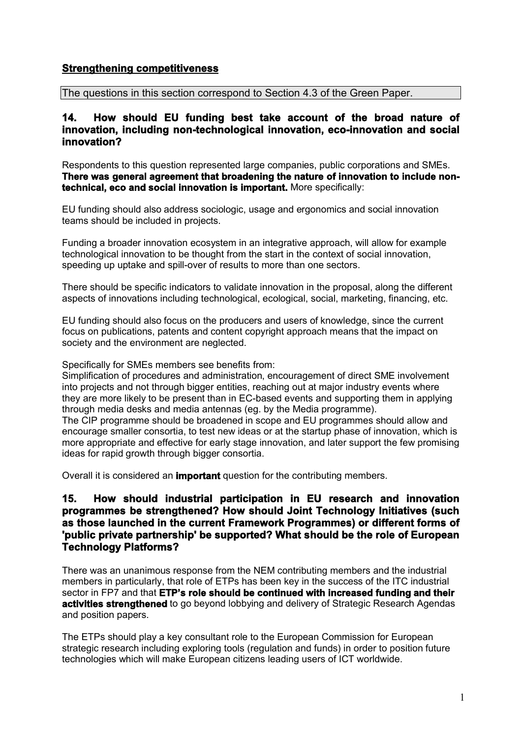## **Strengthening competitiveness**

The questions in this section correspond to Section 4.3 of the Green Paper.

### 14. How should EU funding best take account of the broad nature of innovation, including non-technological innovation, eco-innovation and social innovation?

Respondents to this question represented large companies, public corporations and SMEs. **There was general agreement that broadening the nature of innovation to include non-technical, eco and social innovation is important.** More specifically:

EU funding should also address sociologic, usage and ergonomics and social innovation teams should be included in projects.

Funding a broader innovation ecosystem in an integrative approach, will allow for example technological innovation to be thought from the start in the context of social innovation, speeding up uptake and spill-over of results to more than one sectors.

There should be specific indicators to validate innovation in the proposal, along the different aspects of innovations including technological, ecological, social, marketing, financing, etc.

EU funding should also focus on the producers and users of knowledge, since the current focus on publications, patents and content copyright approach means that the impact on society and the environment are neglected.

Specifically for SMEs members see benefits from:
Simplification of procedures and administration, encouragement of direct SME involvement into projects and not through bigger entities, reaching out at major industry events where they are more likely to be present than in EC-based events and supporting them in applying through media desks and media antennas (eg. by the Media programme).
The CIP programme should be broadened in scope and EU programmes should allow and encourage smaller consortia, to test new ideas or at the startup phase of innovation, which is more appropriate and effective for early stage innovation, and later support the few promising ideas for rapid growth through bigger consortia.

Overall it is considered an **important** question for the contributing members.

### 15. How should industrial participation in EU research and innovation programmes be strengthened? How should Joint Technology Initiatives (such as those launched in the current Framework Programmes) or different forms of 'public private partnership' be supported? What should be the role of European Technology Platforms?

There was an unanimous response from the NEM contributing members and the industrial members in particularly, that role of ETPs has been key in the success of the ITC industrial sector in FP7 and that **ETP's role should be continued with increased funding and their activities strengthened** to go beyond lobbying and delivery of Strategic Research Agendas and position papers.

The ETPs should play a key consultant role to the European Commission for European strategic research including exploring tools (regulation and funds) in order to position future technologies which will make European citizens leading users of ICT worldwide.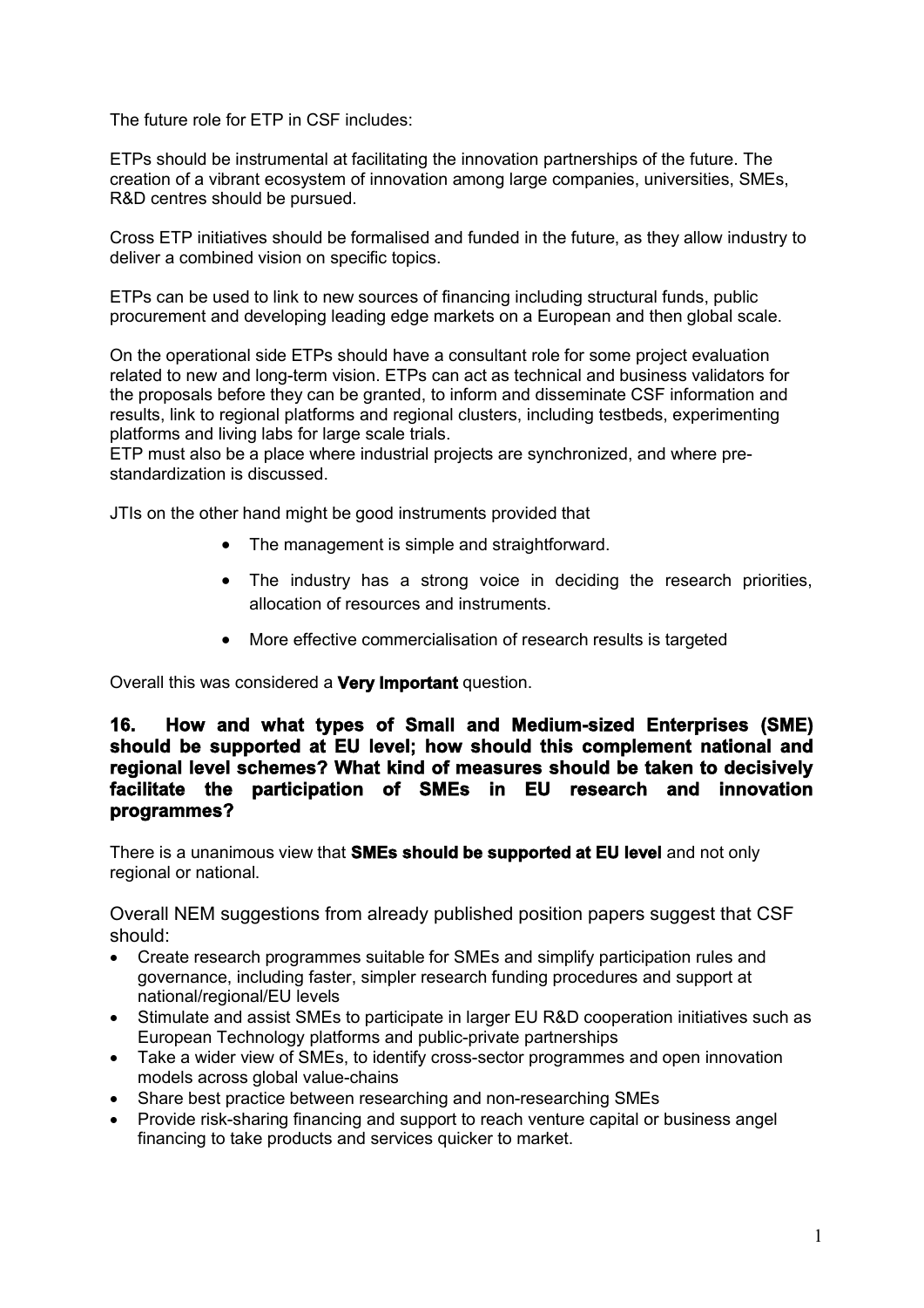The future role for ETP in CSF includes:

ETPs should be instrumental at facilitating the innovation partnerships of the future. The creation of a vibrant ecosystem of innovation among large companies, universities, SMEs, R&D centres should be pursued.

Cross ETP initiatives should be formalised and funded in the future, as they allow industry to deliver a combined vision on specific topics.

ETPs can be used to link to new sources of financing including structural funds, public procurement and developing leading edge markets on a European and then global scale.

On the operational side ETPs should have a consultant role for some project evaluation related to new and long-term vision. ETPs can act as technical and business validators for the proposals before they can be granted, to inform and disseminate CSF information and results, link to regional platforms and regional clusters, including testbeds, experimenting platforms and living labs for large scale trials.
ETP must also be a place where industrial projects are synchronized, and where pre-standardization is discussed.

JTIs on the other hand might be good instruments provided that

- The management is simple and straightforward.
- The industry has a strong voice in deciding the research priorities, allocation of resources and instruments.
- More effective commercialisation of research results is targeted

Overall this was considered a **Very Important** question.

### 16. How and what types of Small and Medium-sized Enterprises (SME) should be supported at EU level; how should this complement national and regional level schemes? What kind of measures should be taken to decisively facilitate the participation of SMEs in EU research and innovation programmes?

There is a unanimous view that **SMEs should be supported at EU level** and not only regional or national.

Overall NEM suggestions from already published position papers suggest that CSF should:

- Create research programmes suitable for SMEs and simplify participation rules and governance, including faster, simpler research funding procedures and support at national/regional/EU levels
- Stimulate and assist SMEs to participate in larger EU R&D cooperation initiatives such as European Technology platforms and public-private partnerships
- Take a wider view of SMEs, to identify cross-sector programmes and open innovation models across global value-chains
- Share best practice between researching and non-researching SMEs
- Provide risk-sharing financing and support to reach venture capital or business angel financing to take products and services quicker to market.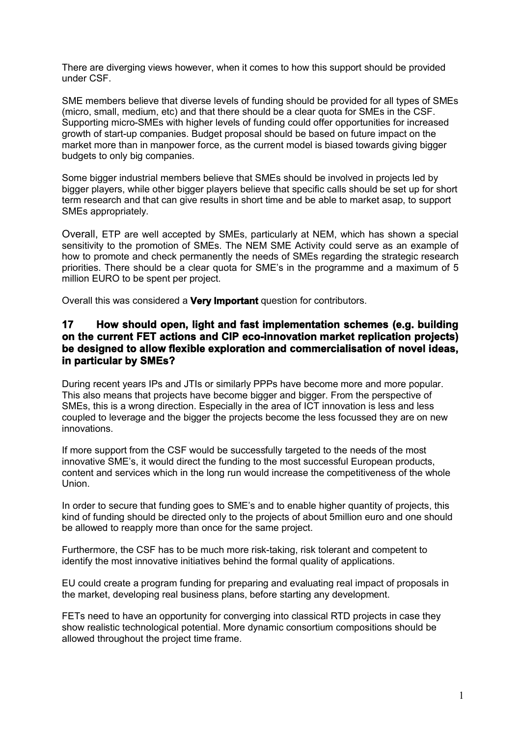There are diverging views however, when it comes to how this support should be provided under CSF.

SME members believe that diverse levels of funding should be provided for all types of SMEs (micro, small, medium, etc) and that there should be a clear quota for SMEs in the CSF. Supporting micro-SMEs with higher levels of funding could offer opportunities for increased growth of start-up companies. Budget proposal should be based on future impact on the market more than in manpower force, as the current model is biased towards giving bigger budgets to only big companies.

Some bigger industrial members believe that SMEs should be involved in projects led by bigger players, while other bigger players believe that specific calls should be set up for short term research and that can give results in short time and be able to market asap, to support SMEs appropriately.

Overall, ETP are well accepted by SMEs, particularly at NEM, which has shown a special sensitivity to the promotion of SMEs. The NEM SME Activity could serve as an example of how to promote and check permanently the needs of SMEs regarding the strategic research priorities. There should be a clear quota for SME's in the programme and a maximum of 5 million EURO to be spent per project.

Overall this was considered a **Very Important** question for contributors.

## 17 How should open, light and fast implementation schemes (e.g. building on the current FET actions and CIP eco-innovation market replication projects) be designed to allow flexible exploration and commercialisation of novel ideas, in particular by SMEs?

During recent years IPs and JTIs or similarly PPPs have become more and more popular. This also means that projects have become bigger and bigger. From the perspective of SMEs, this is a wrong direction. Especially in the area of ICT innovation is less and less coupled to leverage and the bigger the projects become the less focussed they are on new innovations.

If more support from the CSF would be successfully targeted to the needs of the most innovative SME's, it would direct the funding to the most successful European products, content and services which in the long run would increase the competitiveness of the whole Union.

In order to secure that funding goes to SME's and to enable higher quantity of projects, this kind of funding should be directed only to the projects of about 5million euro and one should be allowed to reapply more than once for the same project.

Furthermore, the CSF has to be much more risk-taking, risk tolerant and competent to identify the most innovative initiatives behind the formal quality of applications.

EU could create a program funding for preparing and evaluating real impact of proposals in the market, developing real business plans, before starting any development.

FETs need to have an opportunity for converging into classical RTD projects in case they show realistic technological potential. More dynamic consortium compositions should be allowed throughout the project time frame.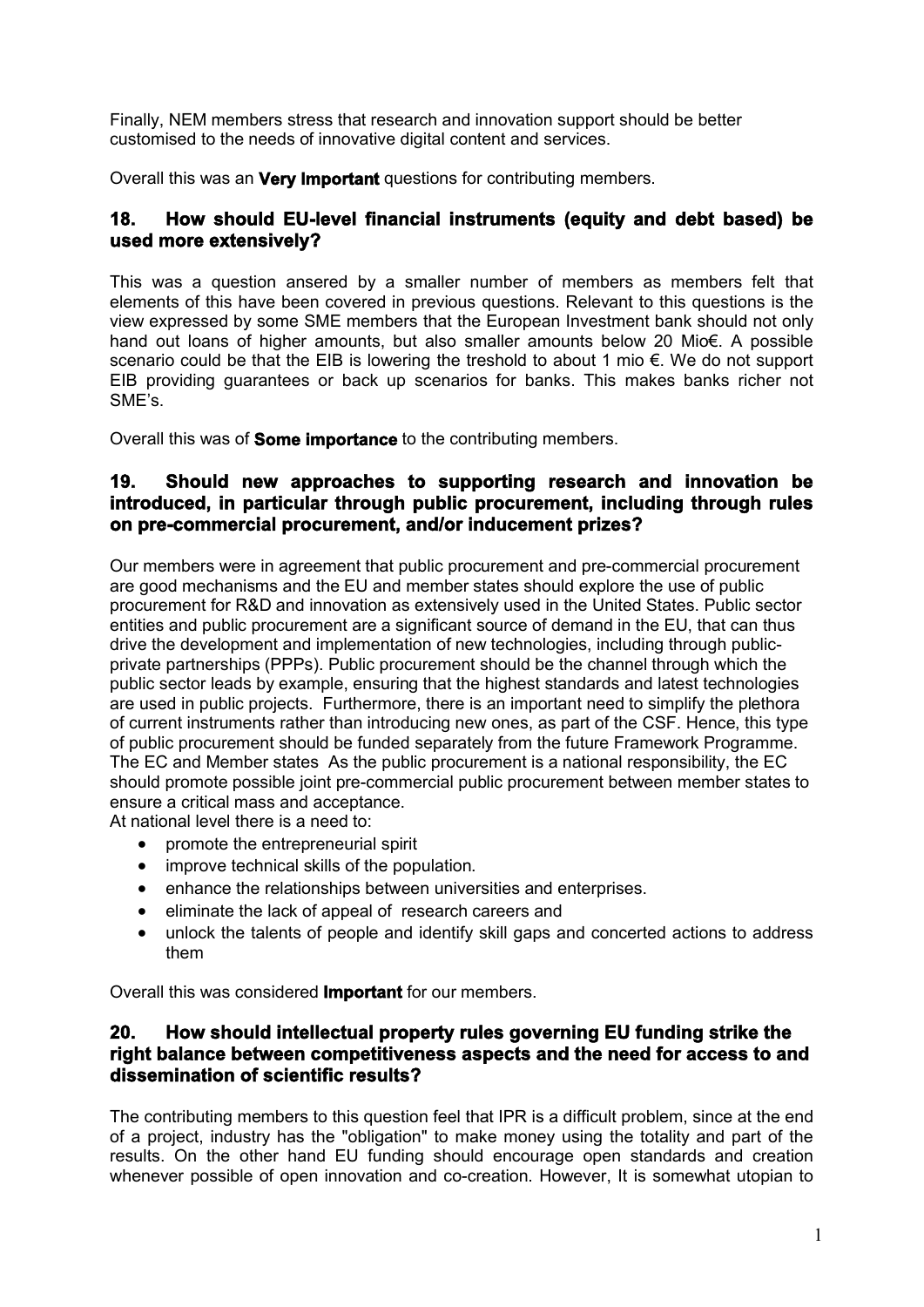Finally, NEM members stress that research and innovation support should be better customised to the needs of innovative digital content and services.

Overall this was an **Very Important** questions for contributing members.

## 18. How should EU-level financial instruments (equity and debt based) be used more extensively?

This was a question ansered by a smaller number of members as members felt that elements of this have been covered in previous questions. Relevant to this questions is the view expressed by some SME members that the European Investment bank should not only hand out loans of higher amounts, but also smaller amounts below 20 Mio€. A possible scenario could be that the EIB is lowering the treshold to about 1 mio €. We do not support EIB providing guarantees or back up scenarios for banks. This makes banks richer not SME's.

Overall this was of **Some importance** to the contributing members.

## 19. Should new approaches to supporting research and innovation be introduced, in particular through public procurement, including through rules on pre-commercial procurement, and/or inducement prizes?

Our members were in agreement that public procurement and pre-commercial procurement are good mechanisms and the EU and member states should explore the use of public procurement for R&D and innovation as extensively used in the United States. Public sector entities and public procurement are a significant source of demand in the EU, that can thus drive the development and implementation of new technologies, including through public-private partnerships (PPPs). Public procurement should be the channel through which the public sector leads by example, ensuring that the highest standards and latest technologies are used in public projects. Furthermore, there is an important need to simplify the plethora of current instruments rather than introducing new ones, as part of the CSF. Hence, this type of public procurement should be funded separately from the future Framework Programme. The EC and Member states As the public procurement is a national responsibility, the EC should promote possible joint pre-commercial public procurement between member states to ensure a critical mass and acceptance.

At national level there is a need to:

- promote the entrepreneurial spirit
- improve technical skills of the population.
- enhance the relationships between universities and enterprises.
- eliminate the lack of appeal of research careers and
- unlock the talents of people and identify skill gaps and concerted actions to address them

Overall this was considered **Important** for our members.

## 20. How should intellectual property rules governing EU funding strike the right balance between competitiveness aspects and the need for access to and dissemination of scientific results?

The contributing members to this question feel that IPR is a difficult problem, since at the end of a project, industry has the "obligation" to make money using the totality and part of the results. On the other hand EU funding should encourage open standards and creation whenever possible of open innovation and co-creation. However, It is somewhat utopian to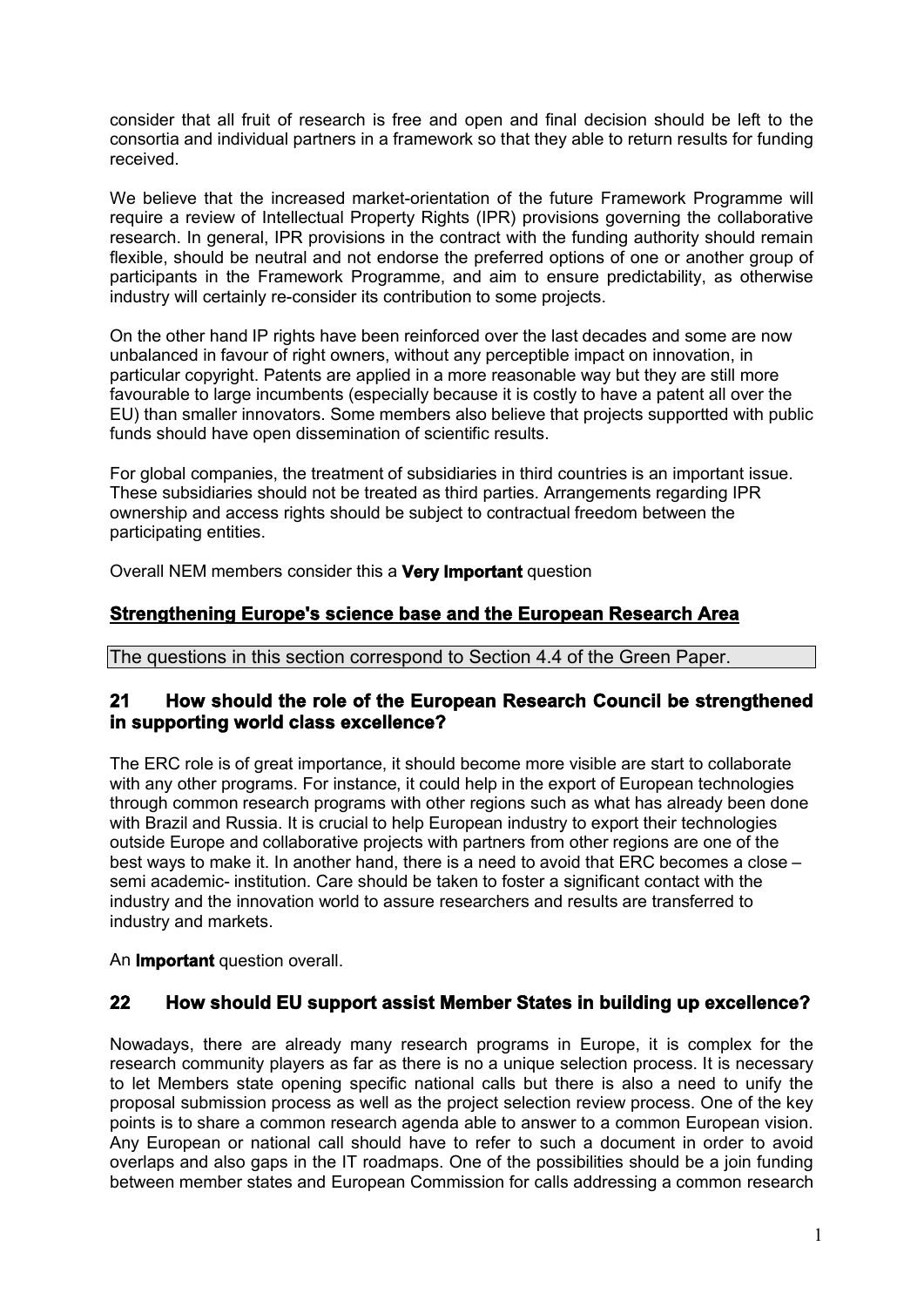consider that all fruit of research is free and open and final decision should be left to the consortia and individual partners in a framework so that they able to return results for funding received.

We believe that the increased market-orientation of the future Framework Programme will require a review of Intellectual Property Rights (IPR) provisions governing the collaborative research. In general, IPR provisions in the contract with the funding authority should remain flexible, should be neutral and not endorse the preferred options of one or another group of participants in the Framework Programme, and aim to ensure predictability, as otherwise industry will certainly re-consider its contribution to some projects.

On the other hand IP rights have been reinforced over the last decades and some are now unbalanced in favour of right owners, without any perceptible impact on innovation, in particular copyright. Patents are applied in a more reasonable way but they are still more favourable to large incumbents (especially because it is costly to have a patent all over the EU) than smaller innovators. Some members also believe that projects supportted with public funds should have open dissemination of scientific results.

For global companies, the treatment of subsidiaries in third countries is an important issue. These subsidiaries should not be treated as third parties. Arrangements regarding IPR ownership and access rights should be subject to contractual freedom between the participating entities.

Overall NEM members consider this a **Very Important** question

## Strengthening Europe's science base and the European Research Area

The questions in this section correspond to Section 4.4 of the Green Paper.

### 21 How should the role of the European Research Council be strengthened in supporting world class excellence?

The ERC role is of great importance, it should become more visible are start to collaborate with any other programs. For instance, it could help in the export of European technologies through common research programs with other regions such as what has already been done with Brazil and Russia. It is crucial to help European industry to export their technologies outside Europe and collaborative projects with partners from other regions are one of the best ways to make it. In another hand, there is a need to avoid that ERC becomes a close – semi academic- institution. Care should be taken to foster a significant contact with the industry and the innovation world to assure researchers and results are transferred to industry and markets.

An **Important** question overall.

### 22 How should EU support assist Member States in building up excellence?

Nowadays, there are already many research programs in Europe, it is complex for the research community players as far as there is no a unique selection process. It is necessary to let Members state opening specific national calls but there is also a need to unify the proposal submission process as well as the project selection review process. One of the key points is to share a common research agenda able to answer to a common European vision. Any European or national call should have to refer to such a document in order to avoid overlaps and also gaps in the IT roadmaps. One of the possibilities should be a join funding between member states and European Commission for calls addressing a common research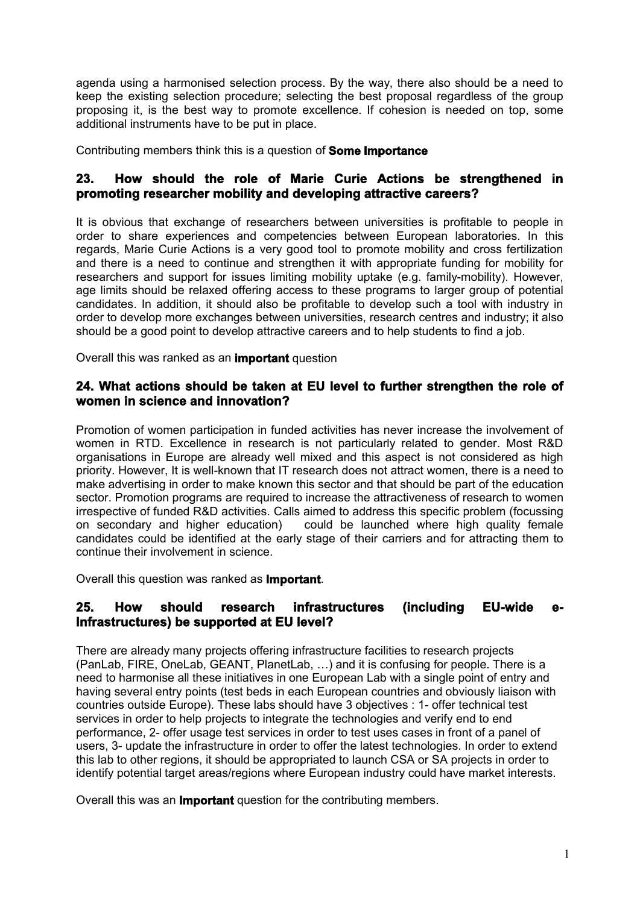agenda using a harmonised selection process. By the way, there also should be a need to keep the existing selection procedure; selecting the best proposal regardless of the group proposing it, is the best way to promote excellence. If cohesion is needed on top, some additional instruments have to be put in place.

Contributing members think this is a question of **Some Importance**

## 23. How should the role of Marie Curie Actions be strengthened in promoting researcher mobility and developing attractive careers?

It is obvious that exchange of researchers between universities is profitable to people in order to share experiences and competencies between European laboratories. In this regards, Marie Curie Actions is a very good tool to promote mobility and cross fertilization and there is a need to continue and strengthen it with appropriate funding for mobility for researchers and support for issues limiting mobility uptake (e.g. family-mobility). However, age limits should be relaxed offering access to these programs to larger group of potential candidates. In addition, it should also be profitable to develop such a tool with industry in order to develop more exchanges between universities, research centres and industry; it also should be a good point to develop attractive careers and to help students to find a job.

Overall this was ranked as an **important** question

## 24. What actions should be taken at EU level to further strengthen the role of women in science and innovation?

Promotion of women participation in funded activities has never increase the involvement of women in RTD. Excellence in research is not particularly related to gender. Most R&D organisations in Europe are already well mixed and this aspect is not considered as high priority. However, It is well-known that IT research does not attract women, there is a need to make advertising in order to make known this sector and that should be part of the education sector. Promotion programs are required to increase the attractiveness of research to women irrespective of funded R&D activities. Calls aimed to address this specific problem (focussing on secondary and higher education) could be launched where high quality female candidates could be identified at the early stage of their carriers and for attracting them to continue their involvement in science.

Overall this question was ranked as **Important**.

## 25. How should research infrastructures (including EU-wide e-Infrastructures) be supported at EU level?

There are already many projects offering infrastructure facilities to research projects (PanLab, FIRE, OneLab, GEANT, PlanetLab, …) and it is confusing for people. There is a need to harmonise all these initiatives in one European Lab with a single point of entry and having several entry points (test beds in each European countries and obviously liaison with countries outside Europe). These labs should have 3 objectives : 1- offer technical test services in order to help projects to integrate the technologies and verify end to end performance, 2- offer usage test services in order to test uses cases in front of a panel of users, 3- update the infrastructure in order to offer the latest technologies. In order to extend this lab to other regions, it should be appropriated to launch CSA or SA projects in order to identify potential target areas/regions where European industry could have market interests.

Overall this was an **Important** question for the contributing members.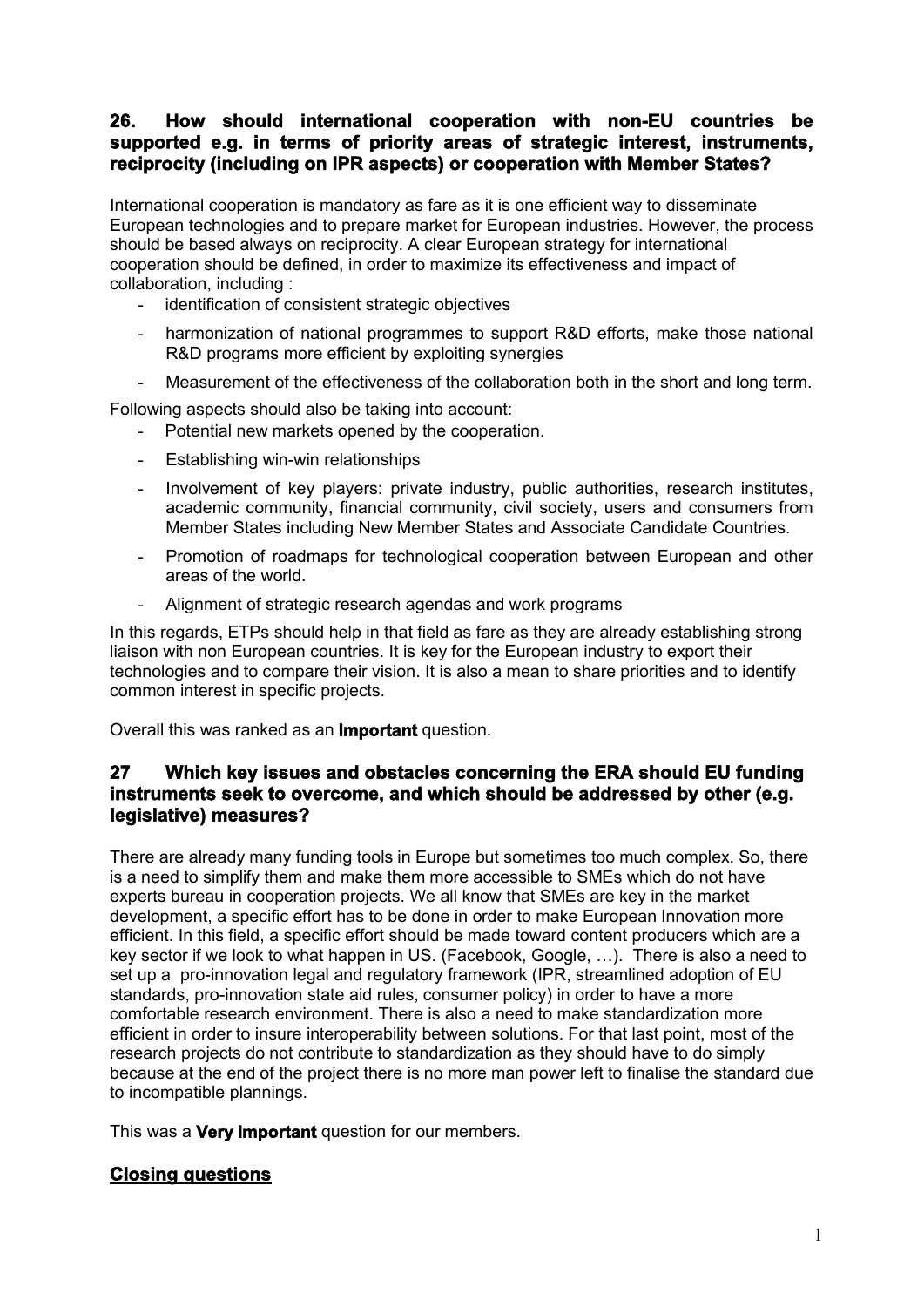### 26. How should international cooperation with non-EU countries be supported e.g. in terms of priority areas of strategic interest, instruments, reciprocity (including on IPR aspects) or cooperation with Member States?

International cooperation is mandatory as fare as it is one efficient way to disseminate European technologies and to prepare market for European industries. However, the process should be based always on reciprocity. A clear European strategy for international cooperation should be defined, in order to maximize its effectiveness and impact of collaboration, including :

- identification of consistent strategic objectives
- harmonization of national programmes to support R&D efforts, make those national R&D programs more efficient by exploiting synergies
- Measurement of the effectiveness of the collaboration both in the short and long term.

Following aspects should also be taking into account:

- Potential new markets opened by the cooperation.
- Establishing win-win relationships
- Involvement of key players: private industry, public authorities, research institutes, academic community, financial community, civil society, users and consumers from Member States including New Member States and Associate Candidate Countries.
- Promotion of roadmaps for technological cooperation between European and other areas of the world.
- Alignment of strategic research agendas and work programs

In this regards, ETPs should help in that field as fare as they are already establishing strong liaison with non European countries. It is key for the European industry to export their technologies and to compare their vision. It is also a mean to share priorities and to identify common interest in specific projects.

Overall this was ranked as an **Important** question.

### 27 Which key issues and obstacles concerning the ERA should EU funding instruments seek to overcome, and which should be addressed by other (e.g. legislative) measures?

There are already many funding tools in Europe but sometimes too much complex. So, there is a need to simplify them and make them more accessible to SMEs which do not have experts bureau in cooperation projects. We all know that SMEs are key in the market development, a specific effort has to be done in order to make European Innovation more efficient. In this field, a specific effort should be made toward content producers which are a key sector if we look to what happen in US. (Facebook, Google, …). There is also a need to set up a pro-innovation legal and regulatory framework (IPR, streamlined adoption of EU standards, pro-innovation state aid rules, consumer policy) in order to have a more comfortable research environment. There is also a need to make standardization more efficient in order to insure interoperability between solutions. For that last point, most of the research projects do not contribute to standardization as they should have to do simply because at the end of the project there is no more man power left to finalise the standard due to incompatible plannings.

This was a **Very Important** question for our members.

## Closing questions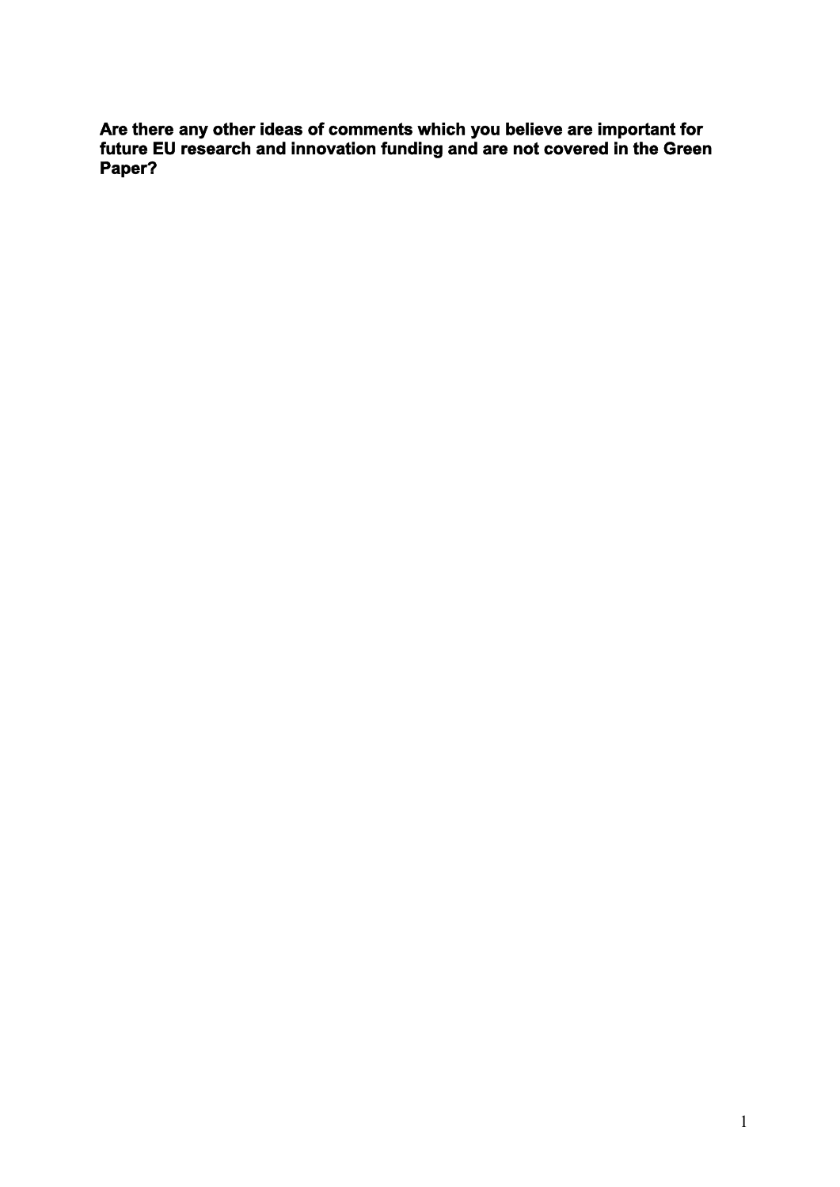**Are there any other ideas of comments which you believe are important for future EU research and innovation funding and are not covered in the Green Paper?**